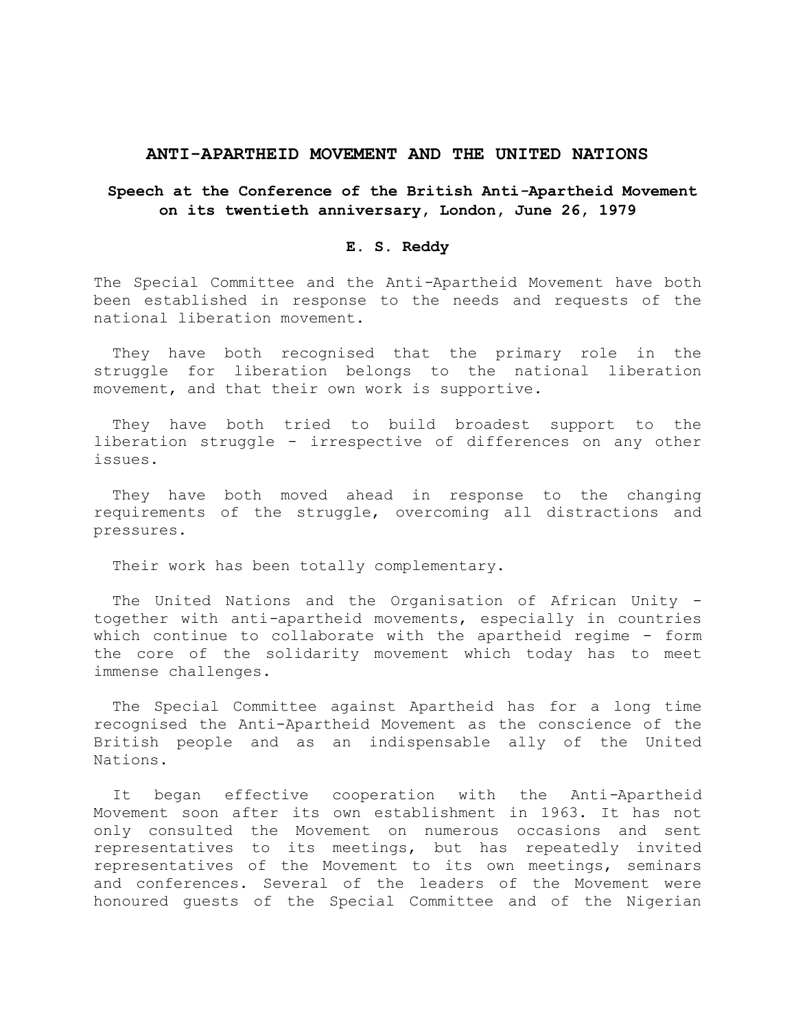# ANTI-APARTHEID MOVEMENT AND THE UNITED NATIONS

**Speech at the Conference of the British Anti-Apartheid Movement on its twentieth anniversary, London, June 26, 1979**

**E. S. Reddy**

The Special Committee and the Anti-Apartheid Movement have both been established in response to the needs and requests of the national liberation movement.

They have both recognised that the primary role in the struggle for liberation belongs to the national liberation movement, and that their own work is supportive.

They have both tried to build broadest support to the liberation struggle - irrespective of differences on any other issues.

They have both moved ahead in response to the changing requirements of the struggle, overcoming all distractions and pressures.

Their work has been totally complementary.

The United Nations and the Organisation of African Unity - together with anti-apartheid movements, especially in countries which continue to collaborate with the apartheid regime - form the core of the solidarity movement which today has to meet immense challenges.

The Special Committee against Apartheid has for a long time recognised the Anti-Apartheid Movement as the conscience of the British people and as an indispensable ally of the United Nations.

It began effective cooperation with the Anti-Apartheid Movement soon after its own establishment in 1963. It has not only consulted the Movement on numerous occasions and sent representatives to its meetings, but has repeatedly invited representatives of the Movement to its own meetings, seminars and conferences. Several of the leaders of the Movement were honoured guests of the Special Committee and of the Nigerian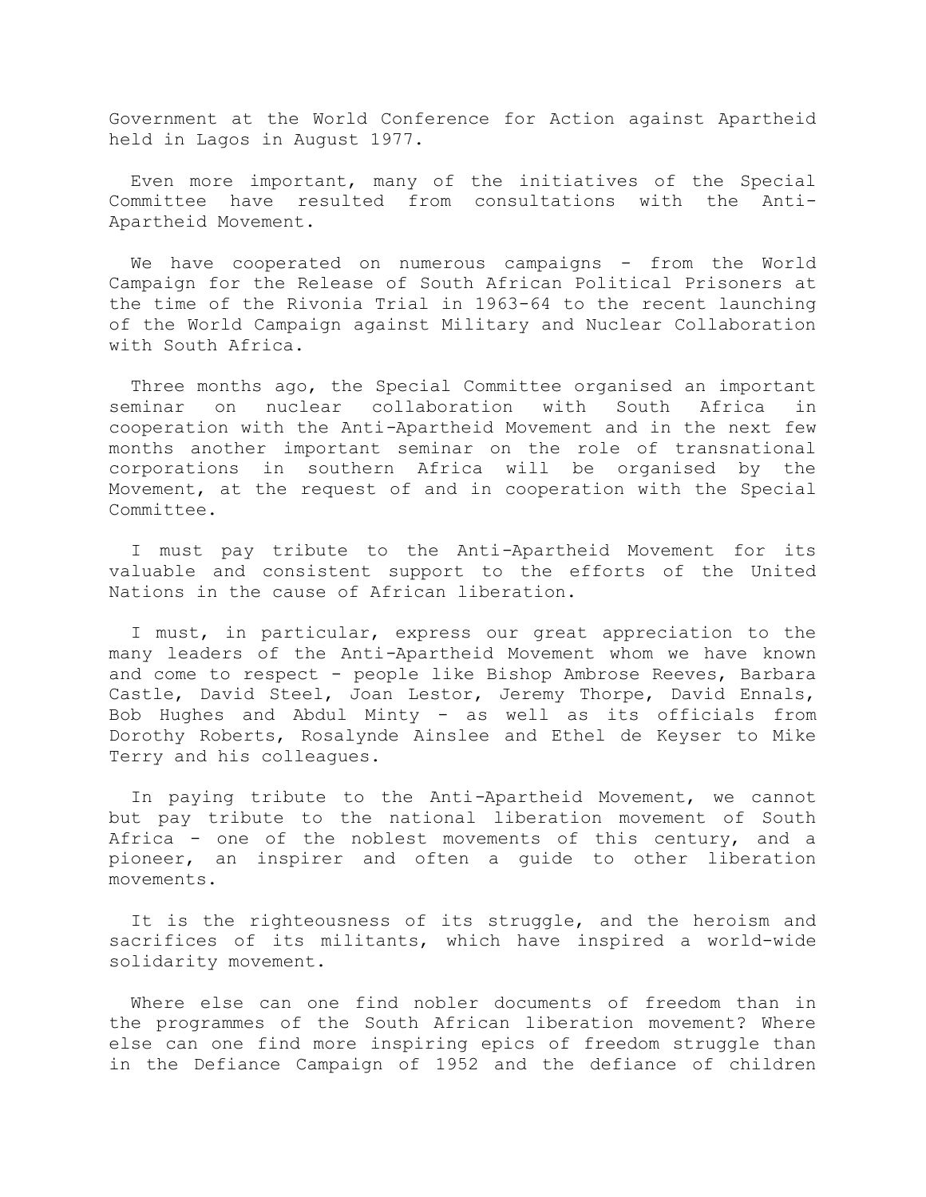Government at the World Conference for Action against Apartheid held in Lagos in August 1977.

Even more important, many of the initiatives of the Special Committee have resulted from consultations with the Anti-Apartheid Movement.

We have cooperated on numerous campaigns - from the World Campaign for the Release of South African Political Prisoners at the time of the Rivonia Trial in 1963-64 to the recent launching of the World Campaign against Military and Nuclear Collaboration with South Africa.

Three months ago, the Special Committee organised an important seminar on nuclear collaboration with South Africa in cooperation with the Anti-Apartheid Movement and in the next few months another important seminar on the role of transnational corporations in southern Africa will be organised by the Movement, at the request of and in cooperation with the Special Committee.

I must pay tribute to the Anti-Apartheid Movement for its valuable and consistent support to the efforts of the United Nations in the cause of African liberation.

I must, in particular, express our great appreciation to the many leaders of the Anti-Apartheid Movement whom we have known and come to respect - people like Bishop Ambrose Reeves, Barbara Castle, David Steel, Joan Lestor, Jeremy Thorpe, David Ennals, Bob Hughes and Abdul Minty - as well as its officials from Dorothy Roberts, Rosalynde Ainslee and Ethel de Keyser to Mike Terry and his colleagues.

In paying tribute to the Anti-Apartheid Movement, we cannot but pay tribute to the national liberation movement of South Africa - one of the noblest movements of this century, and a pioneer, an inspirer and often a guide to other liberation movements.

It is the righteousness of its struggle, and the heroism and sacrifices of its militants, which have inspired a world-wide solidarity movement.

Where else can one find nobler documents of freedom than in the programmes of the South African liberation movement? Where else can one find more inspiring epics of freedom struggle than in the Defiance Campaign of 1952 and the defiance of children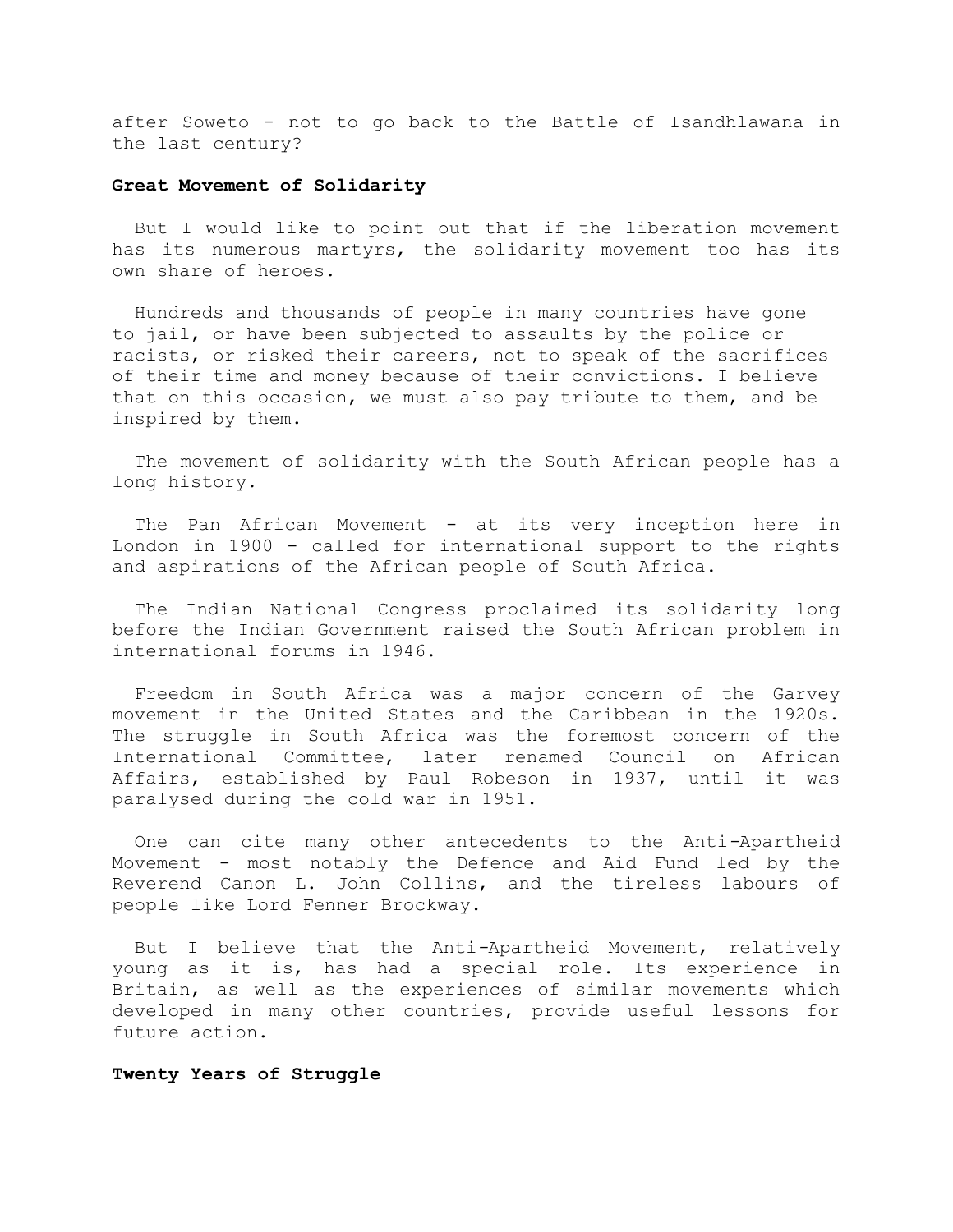after Soweto - not to go back to the Battle of Isandhlawana in the last century?

**Great Movement of Solidarity**

But I would like to point out that if the liberation movement has its numerous martyrs, the solidarity movement too has its own share of heroes.

Hundreds and thousands of people in many countries have gone to jail, or have been subjected to assaults by the police or racists, or risked their careers, not to speak of the sacrifices of their time and money because of their convictions. I believe that on this occasion, we must also pay tribute to them, and be inspired by them.

The movement of solidarity with the South African people has a long history.

The Pan African Movement - at its very inception here in London in 1900 - called for international support to the rights and aspirations of the African people of South Africa.

The Indian National Congress proclaimed its solidarity long before the Indian Government raised the South African problem in international forums in 1946.

Freedom in South Africa was a major concern of the Garvey movement in the United States and the Caribbean in the 1920s. The struggle in South Africa was the foremost concern of the International Committee, later renamed Council on African Affairs, established by Paul Robeson in 1937, until it was paralysed during the cold war in 1951.

One can cite many other antecedents to the Anti-Apartheid Movement - most notably the Defence and Aid Fund led by the Reverend Canon L. John Collins, and the tireless labours of people like Lord Fenner Brockway.

But I believe that the Anti-Apartheid Movement, relatively young as it is, has had a special role. Its experience in Britain, as well as the experiences of similar movements which developed in many other countries, provide useful lessons for future action.

**Twenty Years of Struggle**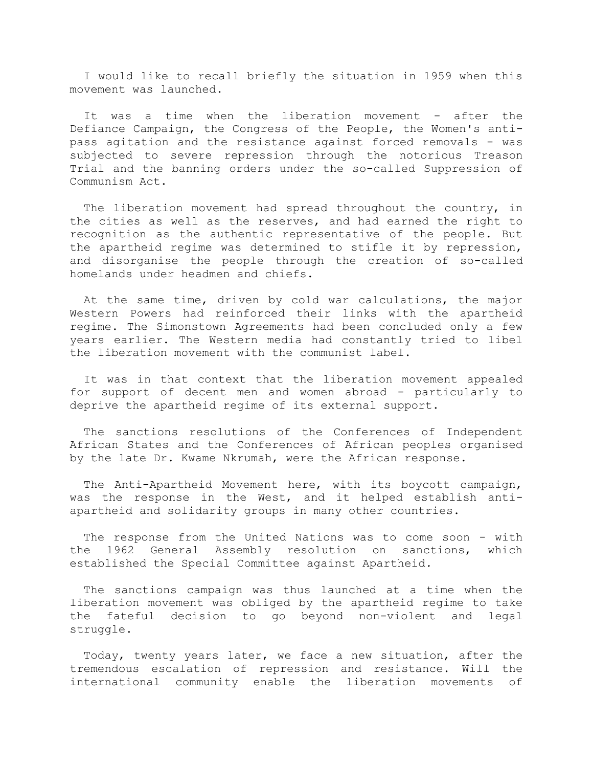I would like to recall briefly the situation in 1959 when this movement was launched.

It was a time when the liberation movement - after the Defiance Campaign, the Congress of the People, the Women's anti-pass agitation and the resistance against forced removals - was subjected to severe repression through the notorious Treason Trial and the banning orders under the so-called Suppression of Communism Act.

The liberation movement had spread throughout the country, in the cities as well as the reserves, and had earned the right to recognition as the authentic representative of the people. But the apartheid regime was determined to stifle it by repression, and disorganise the people through the creation of so-called homelands under headmen and chiefs.

At the same time, driven by cold war calculations, the major Western Powers had reinforced their links with the apartheid regime. The Simonstown Agreements had been concluded only a few years earlier. The Western media had constantly tried to libel the liberation movement with the communist label.

It was in that context that the liberation movement appealed for support of decent men and women abroad - particularly to deprive the apartheid regime of its external support.

The sanctions resolutions of the Conferences of Independent African States and the Conferences of African peoples organised by the late Dr. Kwame Nkrumah, were the African response.

The Anti-Apartheid Movement here, with its boycott campaign, was the response in the West, and it helped establish anti-apartheid and solidarity groups in many other countries.

The response from the United Nations was to come soon - with the 1962 General Assembly resolution on sanctions, which established the Special Committee against Apartheid.

The sanctions campaign was thus launched at a time when the liberation movement was obliged by the apartheid regime to take the fateful decision to go beyond non-violent and legal struggle.

Today, twenty years later, we face a new situation, after the tremendous escalation of repression and resistance. Will the international community enable the liberation movements of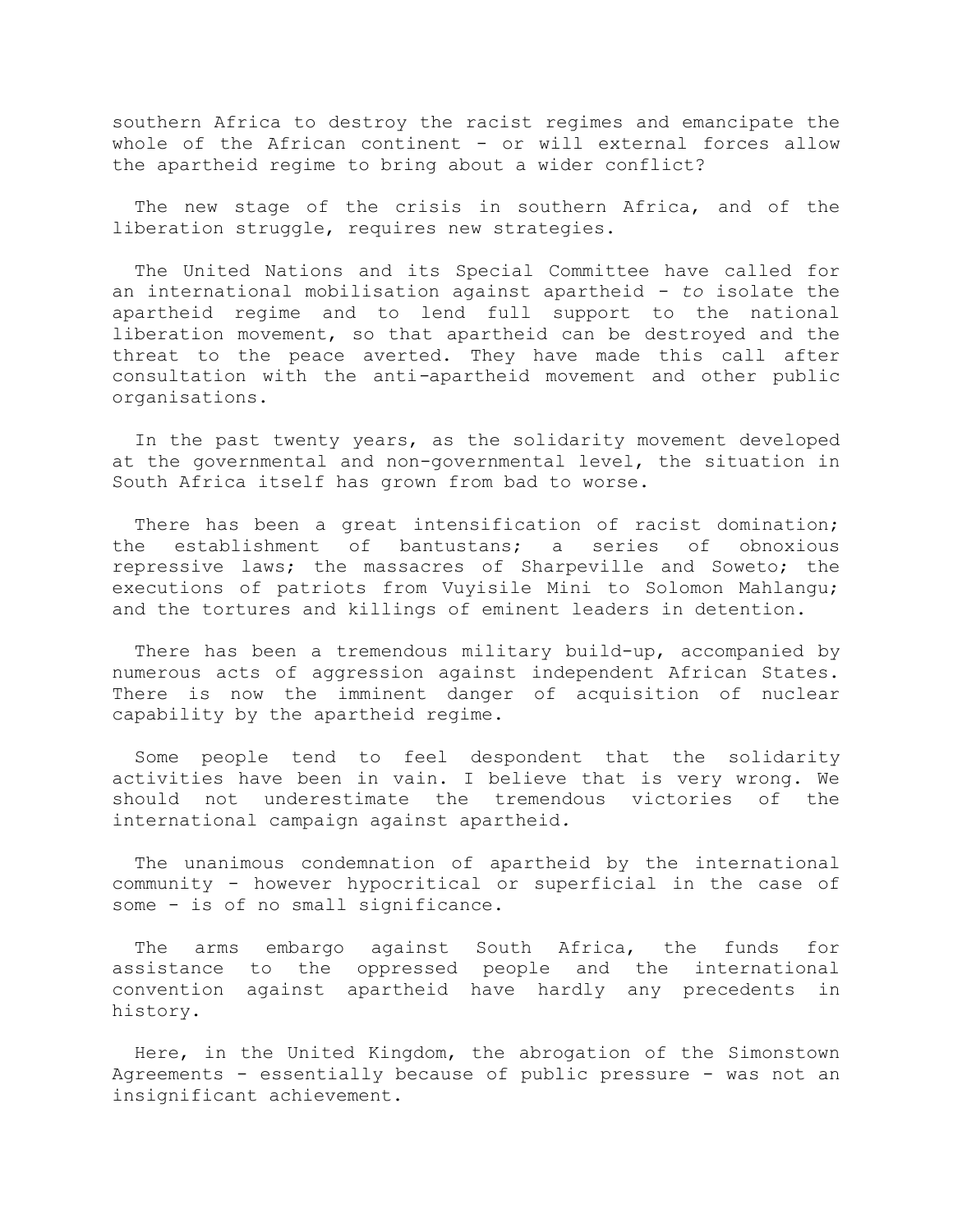southern Africa to destroy the racist regimes and emancipate the whole of the African continent - or will external forces allow the apartheid regime to bring about a wider conflict?

The new stage of the crisis in southern Africa, and of the liberation struggle, requires new strategies.

The United Nations and its Special Committee have called for an international mobilisation against apartheid - *to* isolate the apartheid regime and to lend full support to the national liberation movement, so that apartheid can be destroyed and the threat to the peace averted. They have made this call after consultation with the anti-apartheid movement and other public organisations.

In the past twenty years, as the solidarity movement developed at the governmental and non-governmental level, the situation in South Africa itself has grown from bad to worse.

There has been a great intensification of racist domination; the establishment of bantustans; a series of obnoxious repressive laws; the massacres of Sharpeville and Soweto; the executions of patriots from Vuyisile Mini to Solomon Mahlangu; and the tortures and killings of eminent leaders in detention.

There has been a tremendous military build-up, accompanied by numerous acts of aggression against independent African States. There is now the imminent danger of acquisition of nuclear capability by the apartheid regime.

Some people tend to feel despondent that the solidarity activities have been in vain. I believe that is very wrong. We should not underestimate the tremendous victories of the international campaign against apartheid.

The unanimous condemnation of apartheid by the international community - however hypocritical or superficial in the case of some - is of no small significance.

The arms embargo against South Africa, the funds for assistance to the oppressed people and the international convention against apartheid have hardly any precedents in history.

Here, in the United Kingdom, the abrogation of the Simonstown Agreements - essentially because of public pressure - was not an insignificant achievement.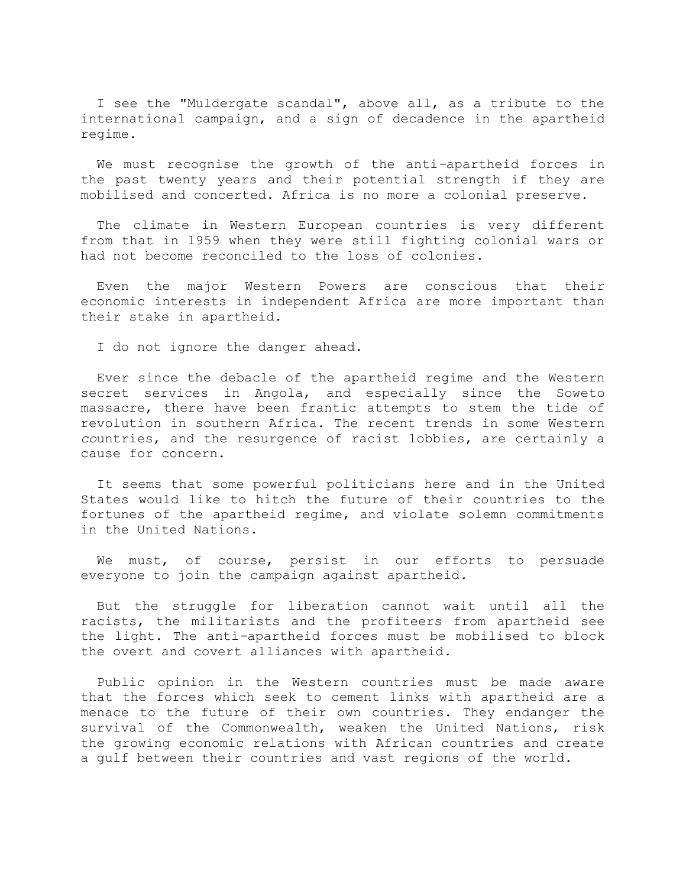I see the "Muldergate scandal", above all, as a tribute to the international campaign, and a sign of decadence in the apartheid regime.

We must recognise the growth of the anti-apartheid forces in the past twenty years and their potential strength if they are mobilised and concerted. Africa is no more a colonial preserve.

The climate in Western European countries is very different from that in 1959 when they were still fighting colonial wars or had not become reconciled to the loss of colonies.

Even the major Western Powers are conscious that their economic interests in independent Africa are more important than their stake in apartheid.

I do not ignore the danger ahead.

Ever since the debacle of the apartheid regime and the Western secret services in Angola, and especially since the Soweto massacre, there have been frantic attempts to stem the tide of revolution in southern Africa. The recent trends in some Western countries, and the resurgence of racist lobbies, are certainly a cause for concern.

It seems that some powerful politicians here and in the United States would like to hitch the future of their countries to the fortunes of the apartheid regime, and violate solemn commitments in the United Nations.

We must, of course, persist in our efforts to persuade everyone to join the campaign against apartheid.

But the struggle for liberation cannot wait until all the racists, the militarists and the profiteers from apartheid see the light. The anti-apartheid forces must be mobilised to block the overt and covert alliances with apartheid.

Public opinion in the Western countries must be made aware that the forces which seek to cement links with apartheid are a menace to the future of their own countries. They endanger the survival of the Commonwealth, weaken the United Nations, risk the growing economic relations with African countries and create a gulf between their countries and vast regions of the world.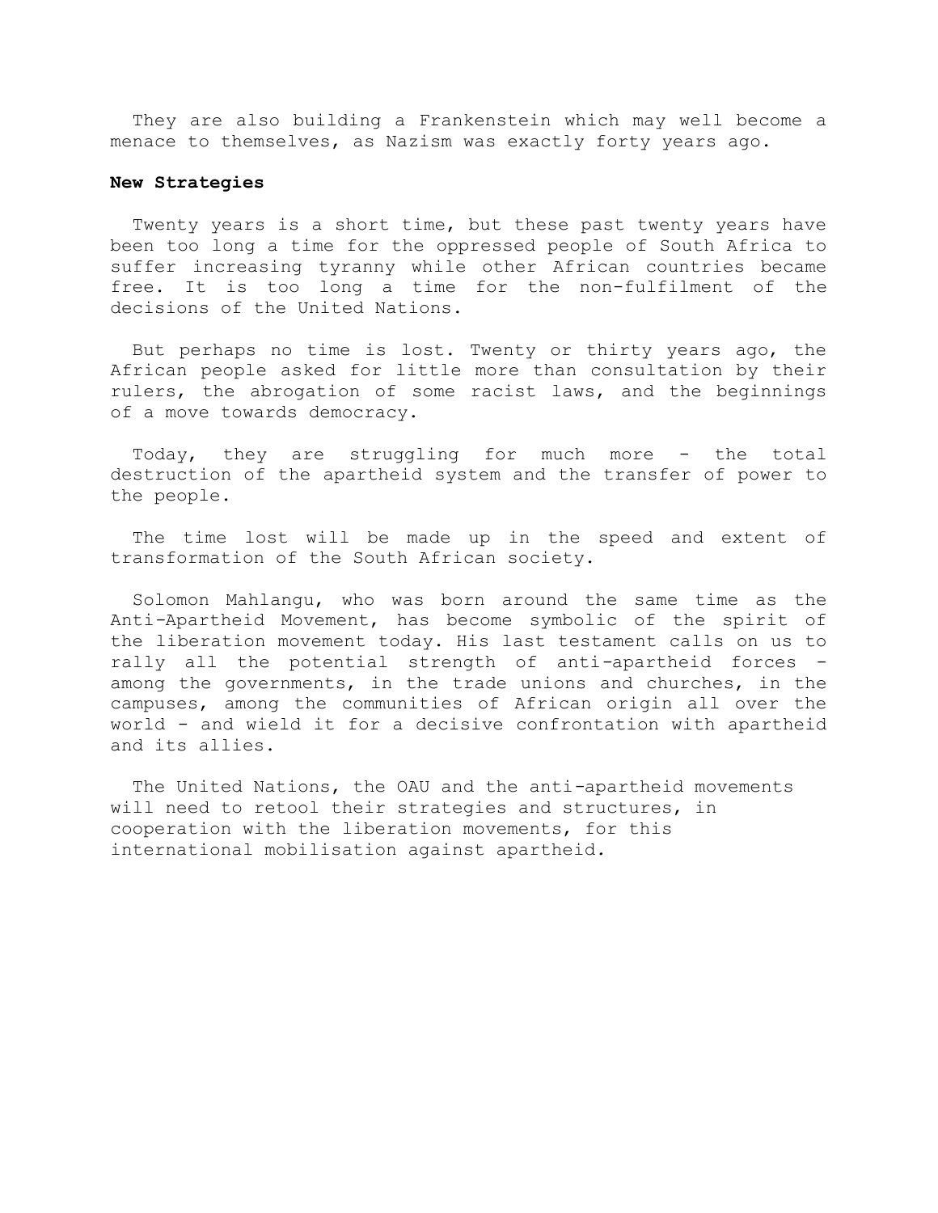They are also building a Frankenstein which may well become a menace to themselves, as Nazism was exactly forty years ago.

**New Strategies**

Twenty years is a short time, but these past twenty years have been too long a time for the oppressed people of South Africa to suffer increasing tyranny while other African countries became free. It is too long a time for the non-fulfilment of the decisions of the United Nations.

But perhaps no time is lost. Twenty or thirty years ago, the African people asked for little more than consultation by their rulers, the abrogation of some racist laws, and the beginnings of a move towards democracy.

Today, they are struggling for much more - the total destruction of the apartheid system and the transfer of power to the people.

The time lost will be made up in the speed and extent of transformation of the South African society.

Solomon Mahlangu, who was born around the same time as the Anti-Apartheid Movement, has become symbolic of the spirit of the liberation movement today. His last testament calls on us to rally all the potential strength of anti-apartheid forces - among the governments, in the trade unions and churches, in the campuses, among the communities of African origin all over the world - and wield it for a decisive confrontation with apartheid and its allies.

The United Nations, the OAU and the anti-apartheid movements will need to retool their strategies and structures, in cooperation with the liberation movements, for this international mobilisation against apartheid.